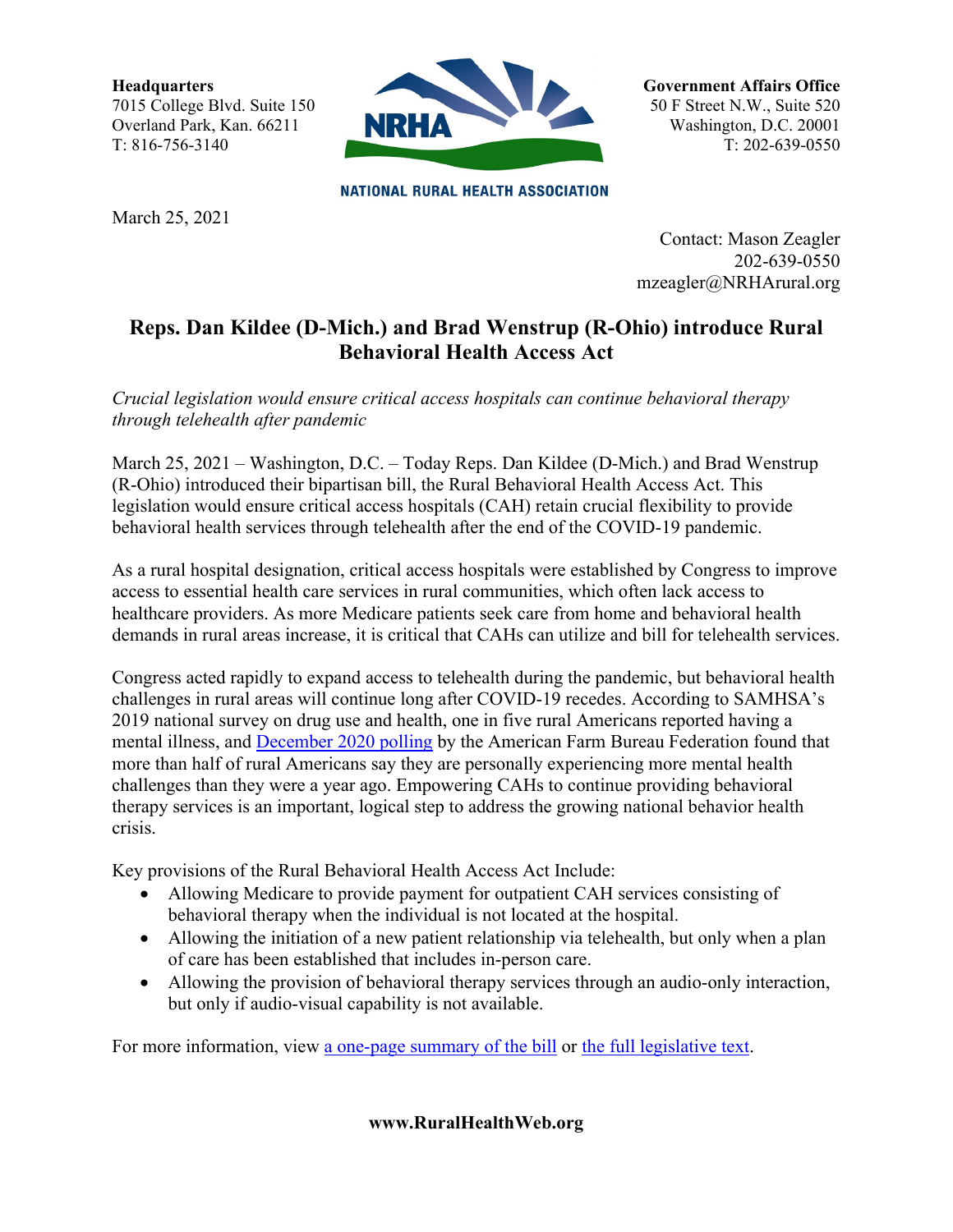**Headquarters**
7015 College Blvd. Suite 150
Overland Park, Kan. 66211
T: 816-756-3140

NRHA
NATIONAL RURAL HEALTH ASSOCIATION

**Government Affairs Office**
50 F Street N.W., Suite 520
Washington, D.C. 20001
T: 202-639-0550

March 25, 2021

Contact: Mason Zeagler
202-639-0550
mzeagler@NRHArural.org

# Reps. Dan Kildee (D-Mich.) and Brad Wenstrup (R-Ohio) introduce Rural Behavioral Health Access Act

*Crucial legislation would ensure critical access hospitals can continue behavioral therapy through telehealth after pandemic*

March 25, 2021 – Washington, D.C. – Today Reps. Dan Kildee (D-Mich.) and Brad Wenstrup (R-Ohio) introduced their bipartisan bill, the Rural Behavioral Health Access Act. This legislation would ensure critical access hospitals (CAH) retain crucial flexibility to provide behavioral health services through telehealth after the end of the COVID-19 pandemic.

As a rural hospital designation, critical access hospitals were established by Congress to improve access to essential health care services in rural communities, which often lack access to healthcare providers. As more Medicare patients seek care from home and behavioral health demands in rural areas increase, it is critical that CAHs can utilize and bill for telehealth services.

Congress acted rapidly to expand access to telehealth during the pandemic, but behavioral health challenges in rural areas will continue long after COVID-19 recedes. According to SAMHSA's 2019 national survey on drug use and health, one in five rural Americans reported having a mental illness, and December 2020 polling by the American Farm Bureau Federation found that more than half of rural Americans say they are personally experiencing more mental health challenges than they were a year ago. Empowering CAHs to continue providing behavioral therapy services is an important, logical step to address the growing national behavior health crisis.

Key provisions of the Rural Behavioral Health Access Act Include:

- Allowing Medicare to provide payment for outpatient CAH services consisting of behavioral therapy when the individual is not located at the hospital.
- Allowing the initiation of a new patient relationship via telehealth, but only when a plan of care has been established that includes in-person care.
- Allowing the provision of behavioral therapy services through an audio-only interaction, but only if audio-visual capability is not available.

For more information, view a one-page summary of the bill or the full legislative text.

**www.RuralHealthWeb.org**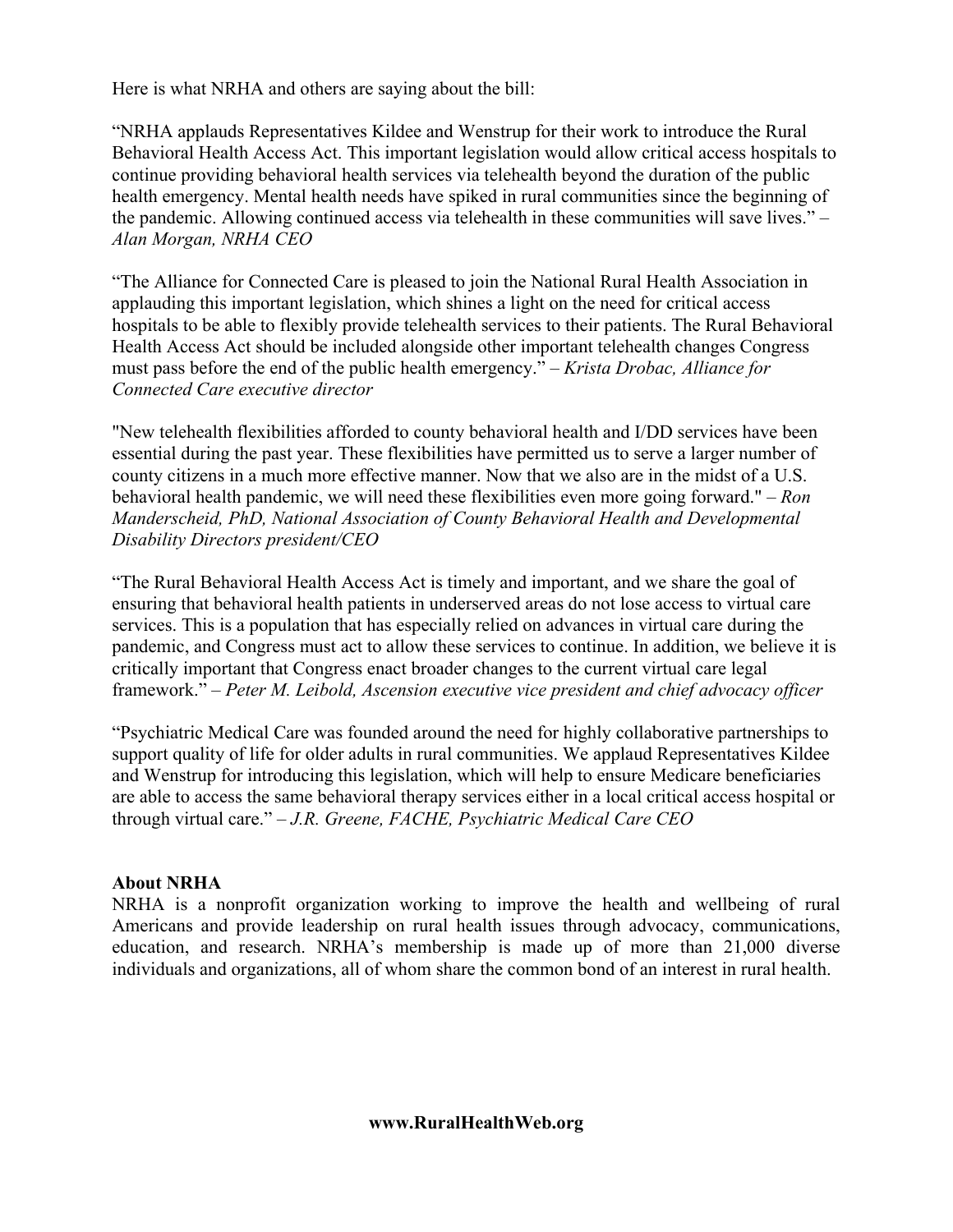Here is what NRHA and others are saying about the bill:

"NRHA applauds Representatives Kildee and Wenstrup for their work to introduce the Rural Behavioral Health Access Act. This important legislation would allow critical access hospitals to continue providing behavioral health services via telehealth beyond the duration of the public health emergency. Mental health needs have spiked in rural communities since the beginning of the pandemic. Allowing continued access via telehealth in these communities will save lives." – *Alan Morgan, NRHA CEO*

"The Alliance for Connected Care is pleased to join the National Rural Health Association in applauding this important legislation, which shines a light on the need for critical access hospitals to be able to flexibly provide telehealth services to their patients. The Rural Behavioral Health Access Act should be included alongside other important telehealth changes Congress must pass before the end of the public health emergency." – *Krista Drobac, Alliance for Connected Care executive director*

"New telehealth flexibilities afforded to county behavioral health and I/DD services have been essential during the past year. These flexibilities have permitted us to serve a larger number of county citizens in a much more effective manner. Now that we also are in the midst of a U.S. behavioral health pandemic, we will need these flexibilities even more going forward." – *Ron Manderscheid, PhD, National Association of County Behavioral Health and Developmental Disability Directors president/CEO*

"The Rural Behavioral Health Access Act is timely and important, and we share the goal of ensuring that behavioral health patients in underserved areas do not lose access to virtual care services. This is a population that has especially relied on advances in virtual care during the pandemic, and Congress must act to allow these services to continue. In addition, we believe it is critically important that Congress enact broader changes to the current virtual care legal framework." – *Peter M. Leibold, Ascension executive vice president and chief advocacy officer*

"Psychiatric Medical Care was founded around the need for highly collaborative partnerships to support quality of life for older adults in rural communities. We applaud Representatives Kildee and Wenstrup for introducing this legislation, which will help to ensure Medicare beneficiaries are able to access the same behavioral therapy services either in a local critical access hospital or through virtual care." – *J.R. Greene, FACHE, Psychiatric Medical Care CEO*

**About NRHA**

NRHA is a nonprofit organization working to improve the health and wellbeing of rural Americans and provide leadership on rural health issues through advocacy, communications, education, and research. NRHA's membership is made up of more than 21,000 diverse individuals and organizations, all of whom share the common bond of an interest in rural health.

**www.RuralHealthWeb.org**